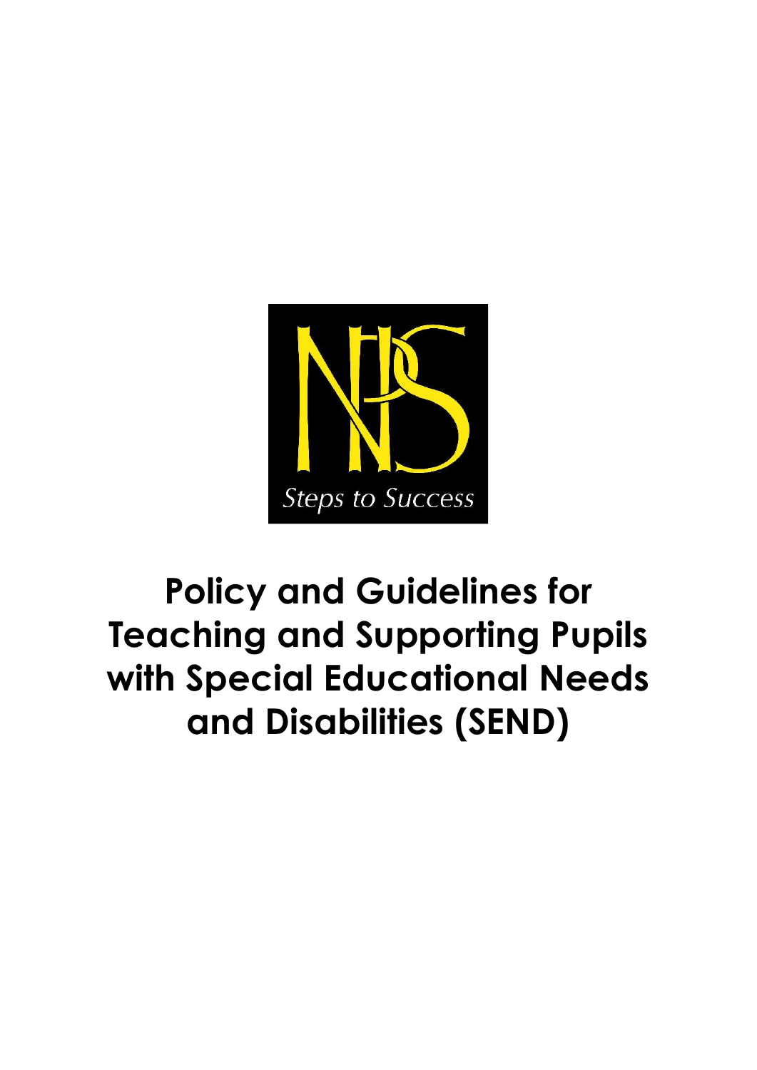Steps to Success

# Policy and Guidelines for Teaching and Supporting Pupils with Special Educational Needs and Disabilities (SEND)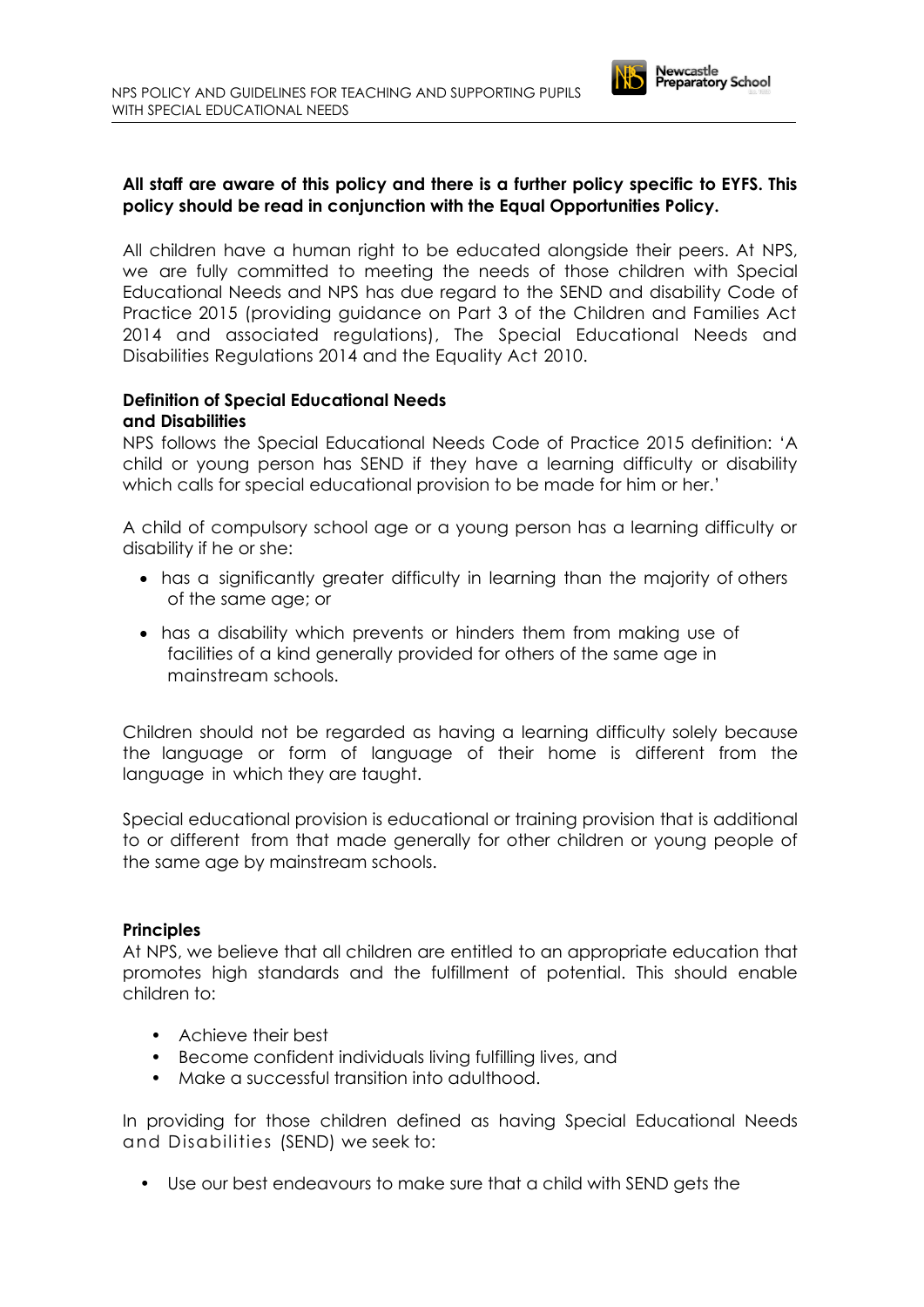**All staff are aware of this policy and there is a further policy specific to EYFS. This policy should be read in conjunction with the Equal Opportunities Policy.**

All children have a human right to be educated alongside their peers. At NPS, we are fully committed to meeting the needs of those children with Special Educational Needs and NPS has due regard to the SEND and disability Code of Practice 2015 (providing guidance on Part 3 of the Children and Families Act 2014 and associated regulations), The Special Educational Needs and Disabilities Regulations 2014 and the Equality Act 2010.

**Definition of Special Educational Needs and Disabilities**

NPS follows the Special Educational Needs Code of Practice 2015 definition: 'A child or young person has SEND if they have a learning difficulty or disability which calls for special educational provision to be made for him or her.'

A child of compulsory school age or a young person has a learning difficulty or disability if he or she:

- has a significantly greater difficulty in learning than the majority of others of the same age; or
- has a disability which prevents or hinders them from making use of facilities of a kind generally provided for others of the same age in mainstream schools.

Children should not be regarded as having a learning difficulty solely because the language or form of language of their home is different from the language in which they are taught.

Special educational provision is educational or training provision that is additional to or different from that made generally for other children or young people of the same age by mainstream schools.

**Principles**

At NPS, we believe that all children are entitled to an appropriate education that promotes high standards and the fulfillment of potential. This should enable children to:

- Achieve their best
- Become confident individuals living fulfilling lives, and
- Make a successful transition into adulthood.

In providing for those children defined as having Special Educational Needs and Disabilities (SEND) we seek to:

- Use our best endeavours to make sure that a child with SEND gets the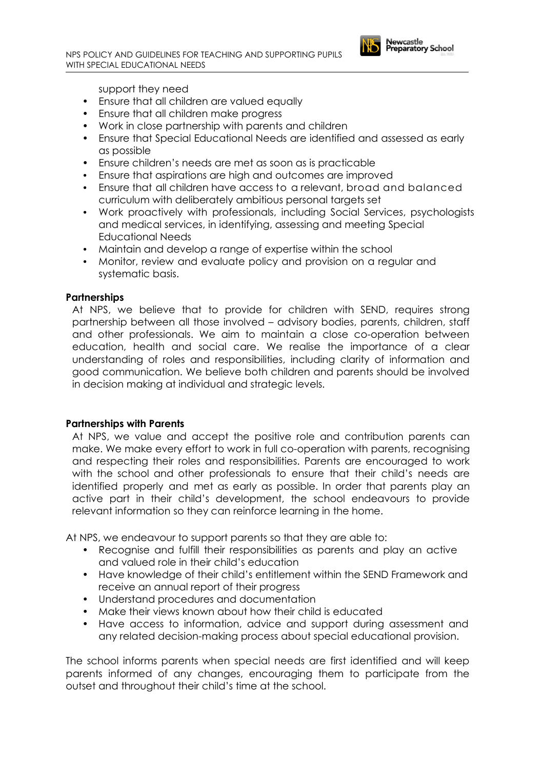support they need

- Ensure that all children are valued equally
- Ensure that all children make progress
- Work in close partnership with parents and children
- Ensure that Special Educational Needs are identified and assessed as early as possible
- Ensure children's needs are met as soon as is practicable
- Ensure that aspirations are high and outcomes are improved
- Ensure that all children have access to a relevant, broad and balanced curriculum with deliberately ambitious personal targets set
- Work proactively with professionals, including Social Services, psychologists and medical services, in identifying, assessing and meeting Special Educational Needs
- Maintain and develop a range of expertise within the school
- Monitor, review and evaluate policy and provision on a regular and systematic basis.

**Partnerships**

At NPS, we believe that to provide for children with SEND, requires strong partnership between all those involved – advisory bodies, parents, children, staff and other professionals. We aim to maintain a close co-operation between education, health and social care. We realise the importance of a clear understanding of roles and responsibilities, including clarity of information and good communication. We believe both children and parents should be involved in decision making at individual and strategic levels.

**Partnerships with Parents**

At NPS, we value and accept the positive role and contribution parents can make. We make every effort to work in full co-operation with parents, recognising and respecting their roles and responsibilities. Parents are encouraged to work with the school and other professionals to ensure that their child's needs are identified properly and met as early as possible. In order that parents play an active part in their child's development, the school endeavours to provide relevant information so they can reinforce learning in the home.

At NPS, we endeavour to support parents so that they are able to:

- Recognise and fulfill their responsibilities as parents and play an active and valued role in their child's education
- Have knowledge of their child's entitlement within the SEND Framework and receive an annual report of their progress
- Understand procedures and documentation
- Make their views known about how their child is educated
- Have access to information, advice and support during assessment and any related decision-making process about special educational provision.

The school informs parents when special needs are first identified and will keep parents informed of any changes, encouraging them to participate from the outset and throughout their child's time at the school.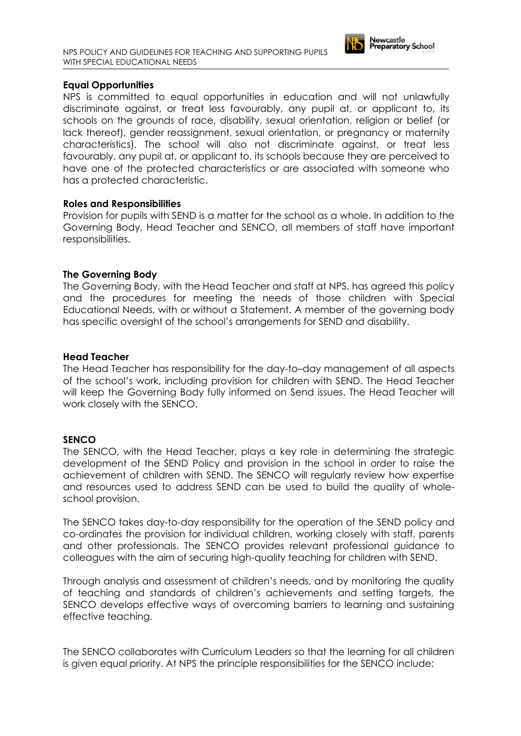**Equal Opportunities**

NPS is committed to equal opportunities in education and will not unlawfully discriminate against, or treat less favourably, any pupil at, or applicant to, its schools on the grounds of race, disability, sexual orientation, religion or belief (or lack thereof), gender reassignment, sexual orientation, or pregnancy or maternity characteristics). The school will also not discriminate against, or treat less favourably, any pupil at, or applicant to, its schools because they are perceived to have one of the protected characteristics or are associated with someone who has a protected characteristic.

**Roles and Responsibilities**

Provision for pupils with SEND is a matter for the school as a whole. In addition to the Governing Body, Head Teacher and SENCO, all members of staff have important responsibilities.

**The Governing Body**

The Governing Body, with the Head Teacher and staff at NPS, has agreed this policy and the procedures for meeting the needs of those children with Special Educational Needs, with or without a Statement. A member of the governing body has specific oversight of the school's arrangements for SEND and disability.

**Head Teacher**

The Head Teacher has responsibility for the day-to–day management of all aspects of the school's work, including provision for children with SEND. The Head Teacher will keep the Governing Body fully informed on Send issues. The Head Teacher will work closely with the SENCO.

**SENCO**

The SENCO, with the Head Teacher, plays a key role in determining the strategic development of the SEND Policy and provision in the school in order to raise the achievement of children with SEND. The SENCO will regularly review how expertise and resources used to address SEND can be used to build the quality of whole-school provision.

The SENCO takes day-to-day responsibility for the operation of the SEND policy and co-ordinates the provision for individual children, working closely with staff, parents and other professionals. The SENCO provides relevant professional guidance to colleagues with the aim of securing high-quality teaching for children with SEND.

Through analysis and assessment of children's needs, and by monitoring the quality of teaching and standards of children's achievements and setting targets, the SENCO develops effective ways of overcoming barriers to learning and sustaining effective teaching.

The SENCO collaborates with Curriculum Leaders so that the learning for all children is given equal priority. At NPS the principle responsibilities for the SENCO include: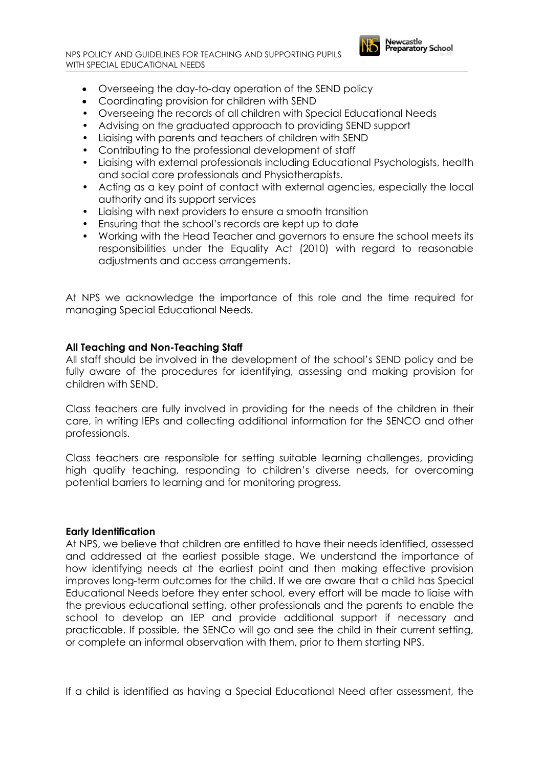- Overseeing the day-to-day operation of the SEND policy
- Coordinating provision for children with SEND
- Overseeing the records of all children with Special Educational Needs
- Advising on the graduated approach to providing SEND support
- Liaising with parents and teachers of children with SEND
- Contributing to the professional development of staff
- Liaising with external professionals including Educational Psychologists, health and social care professionals and Physiotherapists.
- Acting as a key point of contact with external agencies, especially the local authority and its support services
- Liaising with next providers to ensure a smooth transition
- Ensuring that the school's records are kept up to date
- Working with the Head Teacher and governors to ensure the school meets its responsibilities under the Equality Act (2010) with regard to reasonable adjustments and access arrangements.

At NPS we acknowledge the importance of this role and the time required for managing Special Educational Needs.

**All Teaching and Non-Teaching Staff**

All staff should be involved in the development of the school's SEND policy and be fully aware of the procedures for identifying, assessing and making provision for children with SEND.

Class teachers are fully involved in providing for the needs of the children in their care, in writing IEPs and collecting additional information for the SENCO and other professionals.

Class teachers are responsible for setting suitable learning challenges, providing high quality teaching, responding to children's diverse needs, for overcoming potential barriers to learning and for monitoring progress.

**Early Identification**

At NPS, we believe that children are entitled to have their needs identified, assessed and addressed at the earliest possible stage. We understand the importance of how identifying needs at the earliest point and then making effective provision improves long-term outcomes for the child. If we are aware that a child has Special Educational Needs before they enter school, every effort will be made to liaise with the previous educational setting, other professionals and the parents to enable the school to develop an IEP and provide additional support if necessary and practicable. If possible, the SENCo will go and see the child in their current setting, or complete an informal observation with them, prior to them starting NPS.

If a child is identified as having a Special Educational Need after assessment, the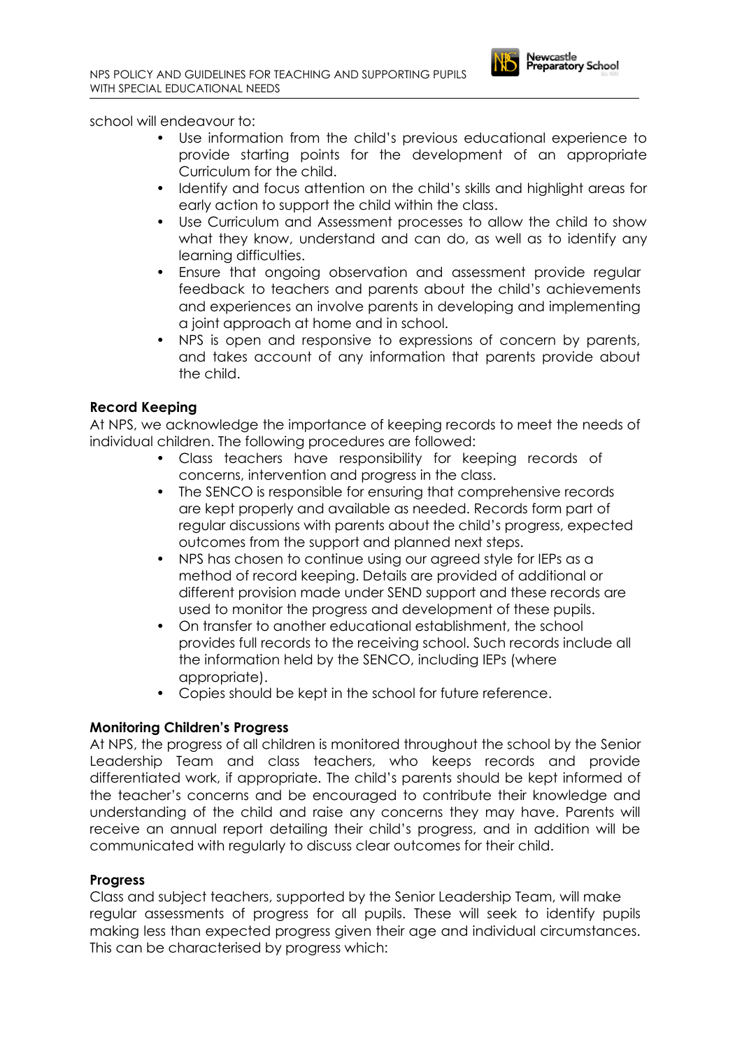school will endeavour to:

- Use information from the child's previous educational experience to provide starting points for the development of an appropriate Curriculum for the child.
- Identify and focus attention on the child's skills and highlight areas for early action to support the child within the class.
- Use Curriculum and Assessment processes to allow the child to show what they know, understand and can do, as well as to identify any learning difficulties.
- Ensure that ongoing observation and assessment provide regular feedback to teachers and parents about the child's achievements and experiences an involve parents in developing and implementing a joint approach at home and in school.
- NPS is open and responsive to expressions of concern by parents, and takes account of any information that parents provide about the child.

**Record Keeping**

At NPS, we acknowledge the importance of keeping records to meet the needs of individual children. The following procedures are followed:

- Class teachers have responsibility for keeping records of concerns, intervention and progress in the class.
- The SENCO is responsible for ensuring that comprehensive records are kept properly and available as needed. Records form part of regular discussions with parents about the child's progress, expected outcomes from the support and planned next steps.
- NPS has chosen to continue using our agreed style for IEPs as a method of record keeping. Details are provided of additional or different provision made under SEND support and these records are used to monitor the progress and development of these pupils.
- On transfer to another educational establishment, the school provides full records to the receiving school. Such records include all the information held by the SENCO, including IEPs (where appropriate).
- Copies should be kept in the school for future reference.

**Monitoring Children's Progress**

At NPS, the progress of all children is monitored throughout the school by the Senior Leadership Team and class teachers, who keeps records and provide differentiated work, if appropriate. The child's parents should be kept informed of the teacher's concerns and be encouraged to contribute their knowledge and understanding of the child and raise any concerns they may have. Parents will receive an annual report detailing their child's progress, and in addition will be communicated with regularly to discuss clear outcomes for their child.

**Progress**

Class and subject teachers, supported by the Senior Leadership Team, will make regular assessments of progress for all pupils. These will seek to identify pupils making less than expected progress given their age and individual circumstances. This can be characterised by progress which: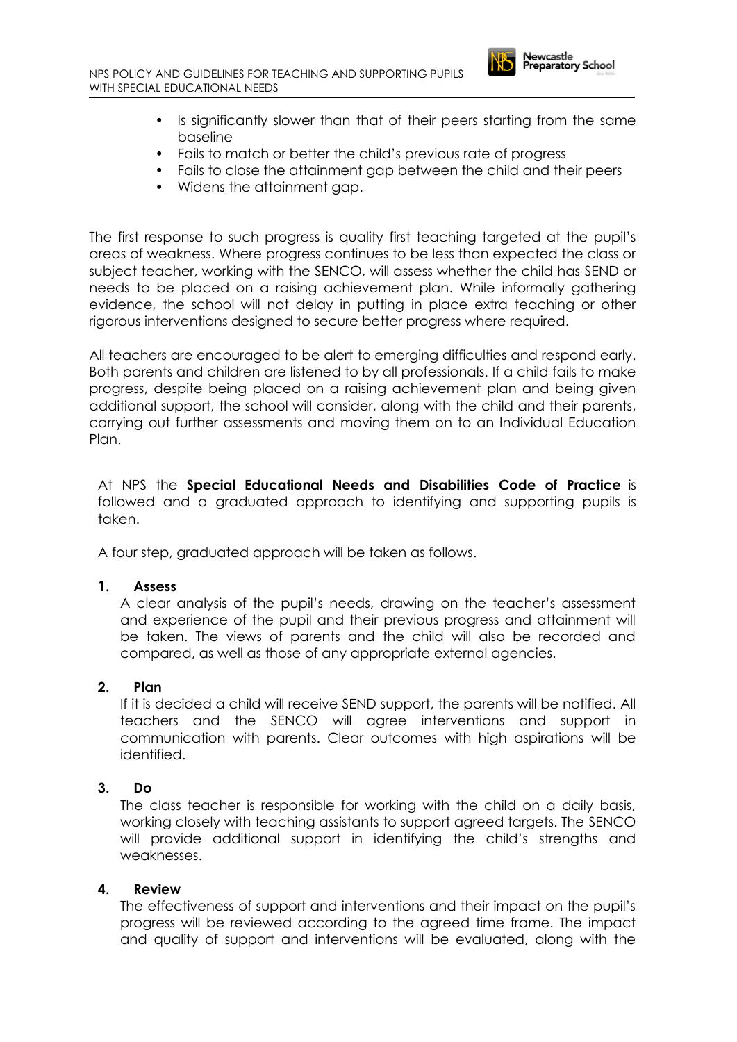- Is significantly slower than that of their peers starting from the same baseline
- Fails to match or better the child's previous rate of progress
- Fails to close the attainment gap between the child and their peers
- Widens the attainment gap.

The first response to such progress is quality first teaching targeted at the pupil's areas of weakness. Where progress continues to be less than expected the class or subject teacher, working with the SENCO, will assess whether the child has SEND or needs to be placed on a raising achievement plan. While informally gathering evidence, the school will not delay in putting in place extra teaching or other rigorous interventions designed to secure better progress where required.

All teachers are encouraged to be alert to emerging difficulties and respond early. Both parents and children are listened to by all professionals. If a child fails to make progress, despite being placed on a raising achievement plan and being given additional support, the school will consider, along with the child and their parents, carrying out further assessments and moving them on to an Individual Education Plan.

At NPS the **Special Educational Needs and Disabilities Code of Practice** is followed and a graduated approach to identifying and supporting pupils is taken.

A four step, graduated approach will be taken as follows.

1. **Assess**
   A clear analysis of the pupil's needs, drawing on the teacher's assessment and experience of the pupil and their previous progress and attainment will be taken. The views of parents and the child will also be recorded and compared, as well as those of any appropriate external agencies.

2. **Plan**
   If it is decided a child will receive SEND support, the parents will be notified. All teachers and the SENCO will agree interventions and support in communication with parents. Clear outcomes with high aspirations will be identified.

3. **Do**
   The class teacher is responsible for working with the child on a daily basis, working closely with teaching assistants to support agreed targets. The SENCO will provide additional support in identifying the child's strengths and weaknesses.

4. **Review**
   The effectiveness of support and interventions and their impact on the pupil's progress will be reviewed according to the agreed time frame. The impact and quality of support and interventions will be evaluated, along with the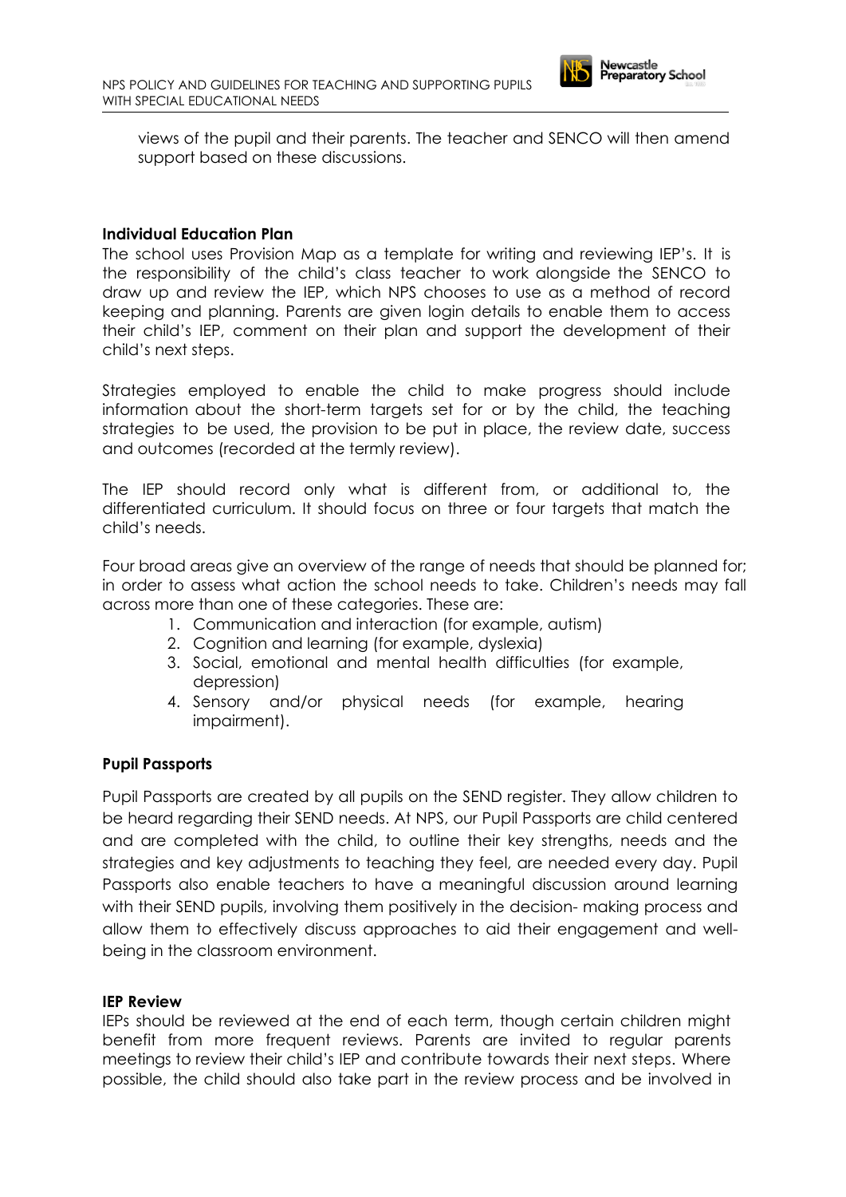views of the pupil and their parents. The teacher and SENCO will then amend support based on these discussions.

**Individual Education Plan**

The school uses Provision Map as a template for writing and reviewing IEP's. It is the responsibility of the child's class teacher to work alongside the SENCO to draw up and review the IEP, which NPS chooses to use as a method of record keeping and planning. Parents are given login details to enable them to access their child's IEP, comment on their plan and support the development of their child's next steps.

Strategies employed to enable the child to make progress should include information about the short-term targets set for or by the child, the teaching strategies to be used, the provision to be put in place, the review date, success and outcomes (recorded at the termly review).

The IEP should record only what is different from, or additional to, the differentiated curriculum. It should focus on three or four targets that match the child's needs.

Four broad areas give an overview of the range of needs that should be planned for; in order to assess what action the school needs to take. Children's needs may fall across more than one of these categories. These are:

1. Communication and interaction (for example, autism)
2. Cognition and learning (for example, dyslexia)
3. Social, emotional and mental health difficulties (for example, depression)
4. Sensory and/or physical needs (for example, hearing impairment).

**Pupil Passports**

Pupil Passports are created by all pupils on the SEND register. They allow children to be heard regarding their SEND needs. At NPS, our Pupil Passports are child centered and are completed with the child, to outline their key strengths, needs and the strategies and key adjustments to teaching they feel, are needed every day. Pupil Passports also enable teachers to have a meaningful discussion around learning with their SEND pupils, involving them positively in the decision- making process and allow them to effectively discuss approaches to aid their engagement and well-being in the classroom environment.

**IEP Review**

IEPs should be reviewed at the end of each term, though certain children might benefit from more frequent reviews. Parents are invited to regular parents meetings to review their child's IEP and contribute towards their next steps. Where possible, the child should also take part in the review process and be involved in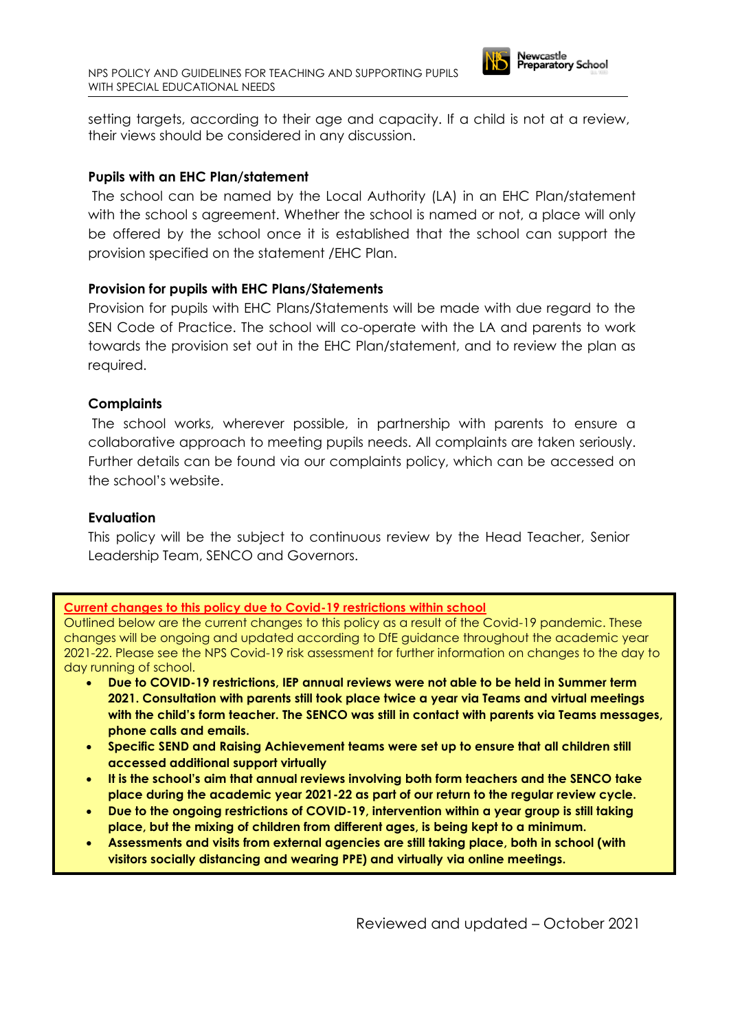setting targets, according to their age and capacity. If a child is not at a review, their views should be considered in any discussion.

**Pupils with an EHC Plan/statement**

The school can be named by the Local Authority (LA) in an EHC Plan/statement with the school s agreement. Whether the school is named or not, a place will only be offered by the school once it is established that the school can support the provision specified on the statement /EHC Plan.

**Provision for pupils with EHC Plans/Statements**

Provision for pupils with EHC Plans/Statements will be made with due regard to the SEN Code of Practice. The school will co-operate with the LA and parents to work towards the provision set out in the EHC Plan/statement, and to review the plan as required.

**Complaints**

The school works, wherever possible, in partnership with parents to ensure a collaborative approach to meeting pupils needs. All complaints are taken seriously. Further details can be found via our complaints policy, which can be accessed on the school's website.

**Evaluation**

This policy will be the subject to continuous review by the Head Teacher, Senior Leadership Team, SENCO and Governors.

**Current changes to this policy due to Covid-19 restrictions within school**

Outlined below are the current changes to this policy as a result of the Covid-19 pandemic. These changes will be ongoing and updated according to DfE guidance throughout the academic year 2021-22. Please see the NPS Covid-19 risk assessment for further information on changes to the day to day running of school.

- **Due to COVID-19 restrictions, IEP annual reviews were not able to be held in Summer term 2021. Consultation with parents still took place twice a year via Teams and virtual meetings with the child's form teacher. The SENCO was still in contact with parents via Teams messages, phone calls and emails.**
- **Specific SEND and Raising Achievement teams were set up to ensure that all children still accessed additional support virtually**
- **It is the school's aim that annual reviews involving both form teachers and the SENCO take place during the academic year 2021-22 as part of our return to the regular review cycle.**
- **Due to the ongoing restrictions of COVID-19, intervention within a year group is still taking place, but the mixing of children from different ages, is being kept to a minimum.**
- **Assessments and visits from external agencies are still taking place, both in school (with visitors socially distancing and wearing PPE) and virtually via online meetings.**

Reviewed and updated – October 2021